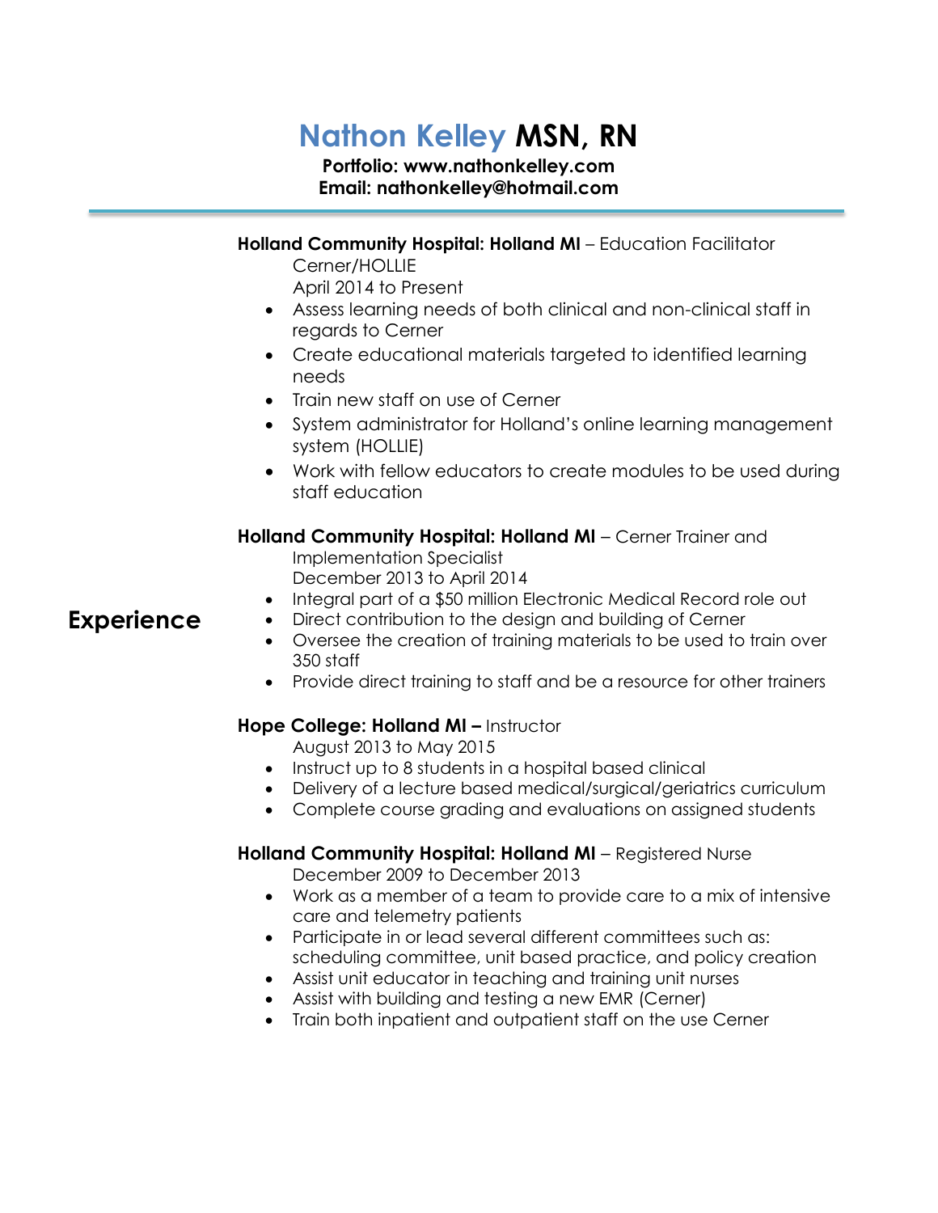# Nathon Kelley MSN, RN

**Portfolio: www.nathonkelley.com**
**Email: nathonkelley@hotmail.com**

---

## Experience

**Holland Community Hospital: Holland MI** – Education Facilitator Cerner/HOLLIE
April 2014 to Present

- Assess learning needs of both clinical and non-clinical staff in regards to Cerner
- Create educational materials targeted to identified learning needs
- Train new staff on use of Cerner
- System administrator for Holland's online learning management system (HOLLIE)
- Work with fellow educators to create modules to be used during staff education

**Holland Community Hospital: Holland MI** – Cerner Trainer and Implementation Specialist
December 2013 to April 2014

- Integral part of a $50 million Electronic Medical Record role out
- Direct contribution to the design and building of Cerner
- Oversee the creation of training materials to be used to train over 350 staff
- Provide direct training to staff and be a resource for other trainers

**Hope College: Holland MI –** Instructor
August 2013 to May 2015

- Instruct up to 8 students in a hospital based clinical
- Delivery of a lecture based medical/surgical/geriatrics curriculum
- Complete course grading and evaluations on assigned students

**Holland Community Hospital: Holland MI** – Registered Nurse
December 2009 to December 2013

- Work as a member of a team to provide care to a mix of intensive care and telemetry patients
- Participate in or lead several different committees such as: scheduling committee, unit based practice, and policy creation
- Assist unit educator in teaching and training unit nurses
- Assist with building and testing a new EMR (Cerner)
- Train both inpatient and outpatient staff on the use Cerner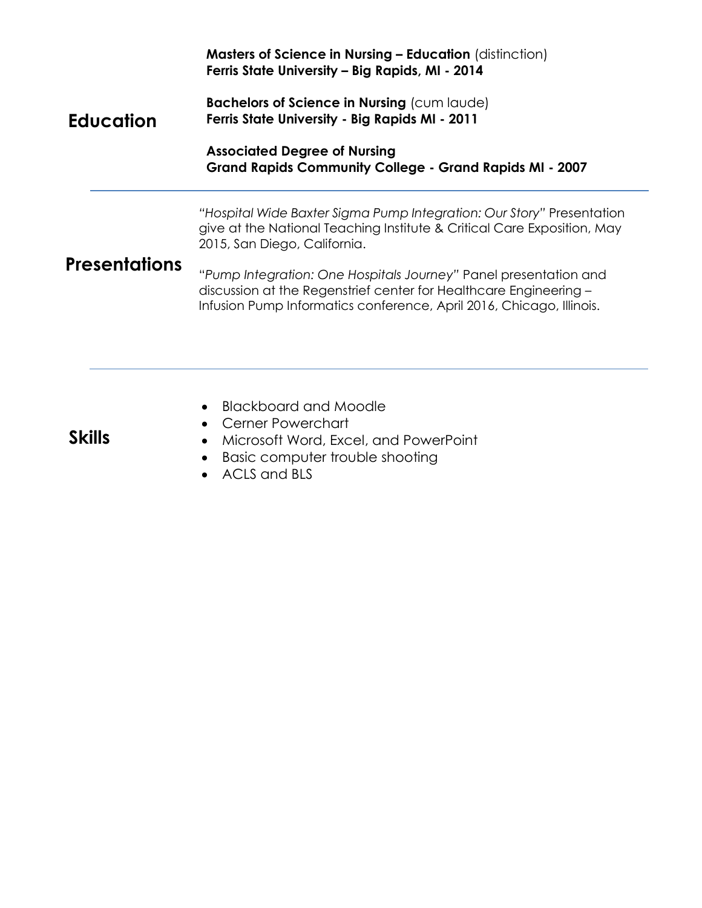## Education

**Masters of Science in Nursing – Education** (distinction)
**Ferris State University – Big Rapids, MI - 2014**

**Bachelors of Science in Nursing** (cum laude)
**Ferris State University - Big Rapids MI - 2011**

**Associated Degree of Nursing**
**Grand Rapids Community College - Grand Rapids MI - 2007**

---

## Presentations

"*Hospital Wide Baxter Sigma Pump Integration: Our Story*" Presentation give at the National Teaching Institute & Critical Care Exposition, May 2015, San Diego, California.

"*Pump Integration: One Hospitals Journey*" Panel presentation and discussion at the Regenstrief center for Healthcare Engineering – Infusion Pump Informatics conference, April 2016, Chicago, Illinois.

---

## Skills

- Blackboard and Moodle
- Cerner Powerchart
- Microsoft Word, Excel, and PowerPoint
- Basic computer trouble shooting
- ACLS and BLS